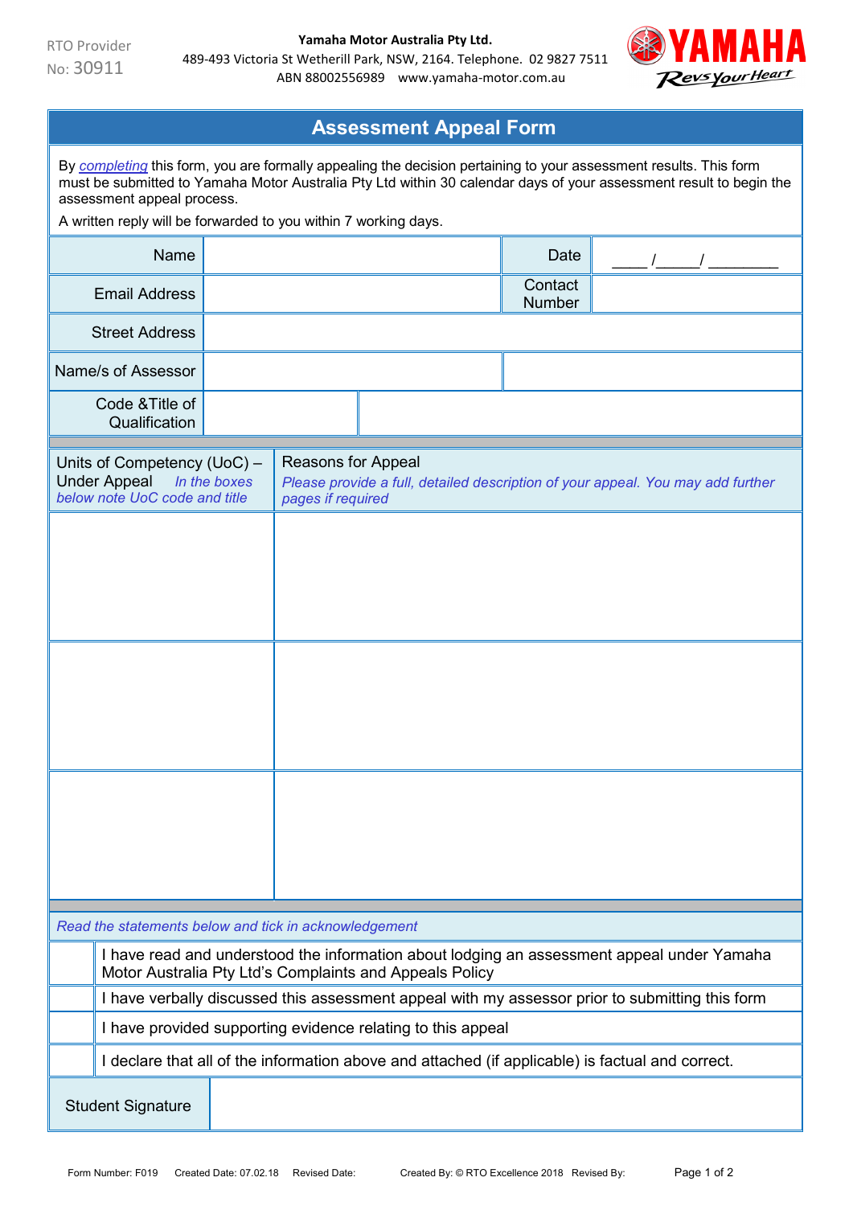RTO Provider No: 30911

**Yamaha Motor Australia Pty Ltd.**
489-493 Victoria St Wetherill Park, NSW, 2164. Telephone. 02 9827 7511
ABN 88002556989 www.yamaha-motor.com.au

# Assessment Appeal Form

By *completing* this form, you are formally appealing the decision pertaining to your assessment results. This form must be submitted to Yamaha Motor Australia Pty Ltd within 30 calendar days of your assessment result to begin the assessment appeal process.

A written reply will be forwarded to you within 7 working days.

| | | | |
|---|---|---|---|
| Name | | Date | ____ /_____/ ________ |
| Email Address | | Contact Number | |
| Street Address | | | |
| Name/s of Assessor | | | |
| Code &Title of Qualification | | | |

| Units of Competency (UoC) – Under Appeal *In the boxes below note UoC code and title* | Reasons for Appeal *Please provide a full, detailed description of your appeal. You may add further pages if required* |
|---|---|
| | |
| | |
| | |

*Read the statements below and tick in acknowledgement*

| | |
|---|---|
| | I have read and understood the information about lodging an assessment appeal under Yamaha Motor Australia Pty Ltd's Complaints and Appeals Policy |
| | I have verbally discussed this assessment appeal with my assessor prior to submitting this form |
| | I have provided supporting evidence relating to this appeal |
| | I declare that all of the information above and attached (if applicable) is factual and correct. |

| | |
|---|---|
| Student Signature | |

Form Number: F019 Created Date: 07.02.18 Revised Date: Created By: © RTO Excellence 2018 Revised By: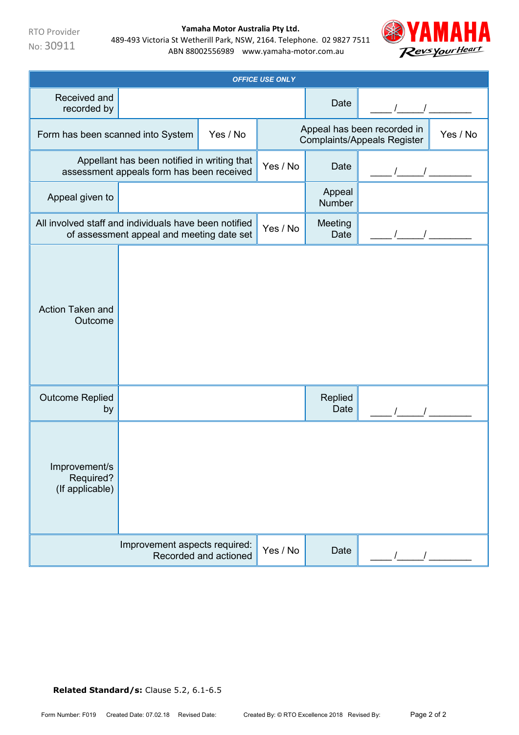RTO Provider
No: 30911

**Yamaha Motor Australia Pty Ltd.**
489-493 Victoria St Wetherill Park, NSW, 2164. Telephone. 02 9827 7511
ABN 88002556989 www.yamaha-motor.com.au

| *OFFICE USE ONLY* | | | | | |
|---|---|---|---|---|---|
| Received and recorded by | | | | Date | ____/_____/ ________ |
| Form has been scanned into System | Yes / No | Appeal has been recorded in Complaints/Appeals Register | | | Yes / No |
| Appellant has been notified in writing that assessment appeals form has been received | | Yes / No | | Date | ____/_____/ ________ |
| Appeal given to | | | | Appeal Number | |
| All involved staff and individuals have been notified of assessment appeal and meeting date set | | Yes / No | | Meeting Date | ____/_____/ ________ |
| Action Taken and Outcome | | | | | |
| Outcome Replied by | | | | Replied Date | ____/_____/ ________ |
| Improvement/s Required? (If applicable) | | | | | |
| Improvement aspects required: Recorded and actioned | | Yes / No | | Date | ____/_____/ ________ |

**Related Standard/s:** Clause 5.2, 6.1-6.5

Form Number: F019 Created Date: 07.02.18 Revised Date: Created By: © RTO Excellence 2018 Revised By: